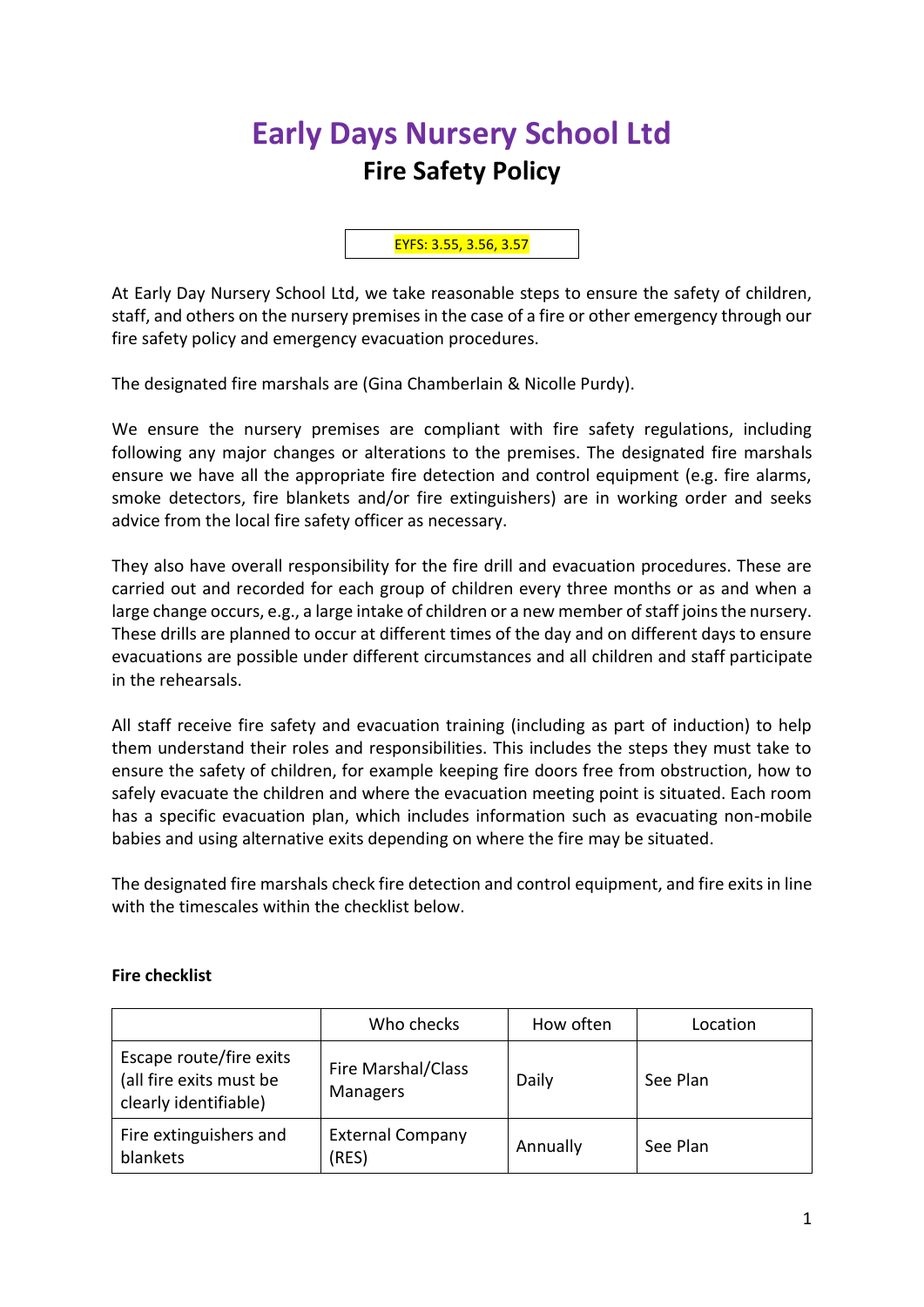# Early Days Nursery School Ltd

## Fire Safety Policy

EYFS: 3.55, 3.56, 3.57

At Early Day Nursery School Ltd, we take reasonable steps to ensure the safety of children, staff, and others on the nursery premises in the case of a fire or other emergency through our fire safety policy and emergency evacuation procedures.

The designated fire marshals are (Gina Chamberlain & Nicolle Purdy).

We ensure the nursery premises are compliant with fire safety regulations, including following any major changes or alterations to the premises. The designated fire marshals ensure we have all the appropriate fire detection and control equipment (e.g. fire alarms, smoke detectors, fire blankets and/or fire extinguishers) are in working order and seeks advice from the local fire safety officer as necessary.

They also have overall responsibility for the fire drill and evacuation procedures. These are carried out and recorded for each group of children every three months or as and when a large change occurs, e.g., a large intake of children or a new member of staff joins the nursery. These drills are planned to occur at different times of the day and on different days to ensure evacuations are possible under different circumstances and all children and staff participate in the rehearsals.

All staff receive fire safety and evacuation training (including as part of induction) to help them understand their roles and responsibilities. This includes the steps they must take to ensure the safety of children, for example keeping fire doors free from obstruction, how to safely evacuate the children and where the evacuation meeting point is situated. Each room has a specific evacuation plan, which includes information such as evacuating non-mobile babies and using alternative exits depending on where the fire may be situated.

The designated fire marshals check fire detection and control equipment, and fire exits in line with the timescales within the checklist below.

**Fire checklist**

| | Who checks | How often | Location |
|---|---|---|---|
| Escape route/fire exits (all fire exits must be clearly identifiable) | Fire Marshal/Class Managers | Daily | See Plan |
| Fire extinguishers and blankets | External Company (RES) | Annually | See Plan |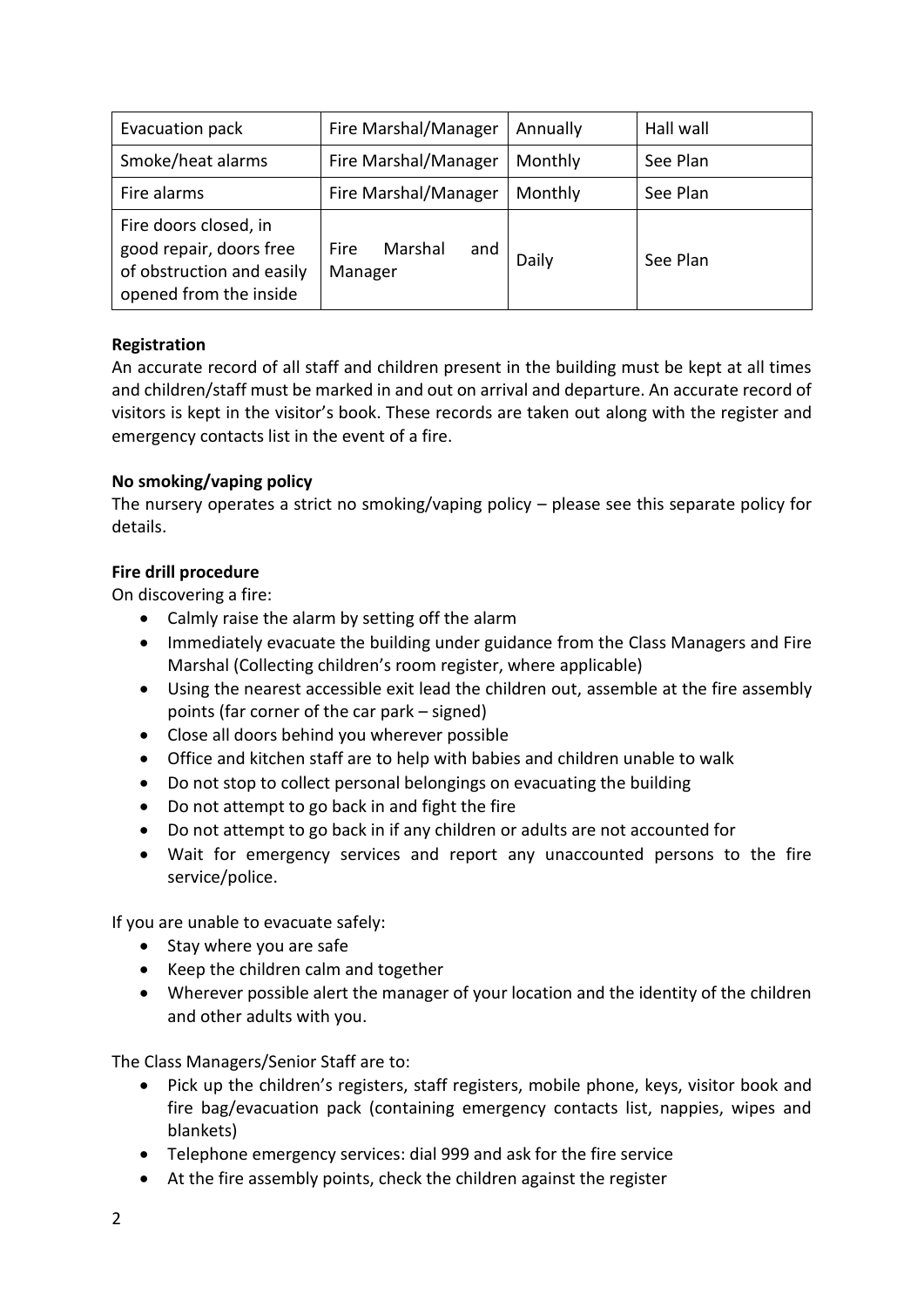| | | | |
|---|---|---|---|
| Evacuation pack | Fire Marshal/Manager | Annually | Hall wall |
| Smoke/heat alarms | Fire Marshal/Manager | Monthly | See Plan |
| Fire alarms | Fire Marshal/Manager | Monthly | See Plan |
| Fire doors closed, in good repair, doors free of obstruction and easily opened from the inside | Fire Marshal and Manager | Daily | See Plan |

**Registration**

An accurate record of all staff and children present in the building must be kept at all times and children/staff must be marked in and out on arrival and departure. An accurate record of visitors is kept in the visitor's book. These records are taken out along with the register and emergency contacts list in the event of a fire.

**No smoking/vaping policy**

The nursery operates a strict no smoking/vaping policy – please see this separate policy for details.

**Fire drill procedure**

On discovering a fire:

- Calmly raise the alarm by setting off the alarm
- Immediately evacuate the building under guidance from the Class Managers and Fire Marshal (Collecting children's room register, where applicable)
- Using the nearest accessible exit lead the children out, assemble at the fire assembly points (far corner of the car park – signed)
- Close all doors behind you wherever possible
- Office and kitchen staff are to help with babies and children unable to walk
- Do not stop to collect personal belongings on evacuating the building
- Do not attempt to go back in and fight the fire
- Do not attempt to go back in if any children or adults are not accounted for
- Wait for emergency services and report any unaccounted persons to the fire service/police.

If you are unable to evacuate safely:

- Stay where you are safe
- Keep the children calm and together
- Wherever possible alert the manager of your location and the identity of the children and other adults with you.

The Class Managers/Senior Staff are to:

- Pick up the children's registers, staff registers, mobile phone, keys, visitor book and fire bag/evacuation pack (containing emergency contacts list, nappies, wipes and blankets)
- Telephone emergency services: dial 999 and ask for the fire service
- At the fire assembly points, check the children against the register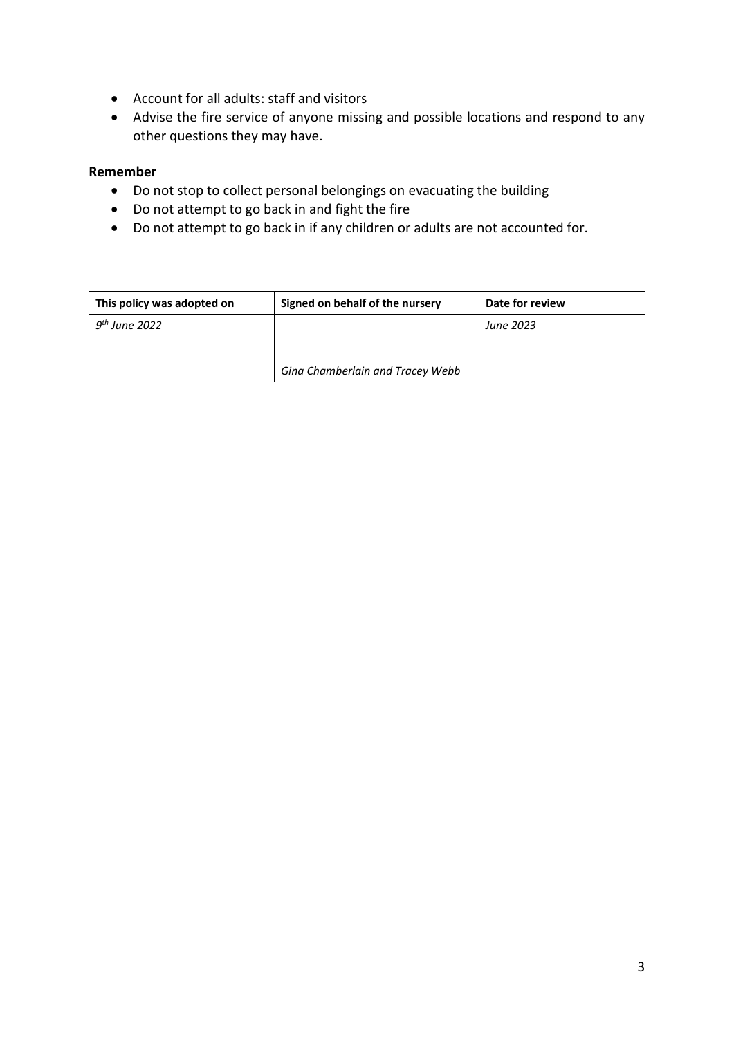- Account for all adults: staff and visitors
- Advise the fire service of anyone missing and possible locations and respond to any other questions they may have.

**Remember**

- Do not stop to collect personal belongings on evacuating the building
- Do not attempt to go back in and fight the fire
- Do not attempt to go back in if any children or adults are not accounted for.

| **This policy was adopted on** | **Signed on behalf of the nursery** | **Date for review** |
|---|---|---|
| *9th June 2022* | *Gina Chamberlain and Tracey Webb* | *June 2023* |